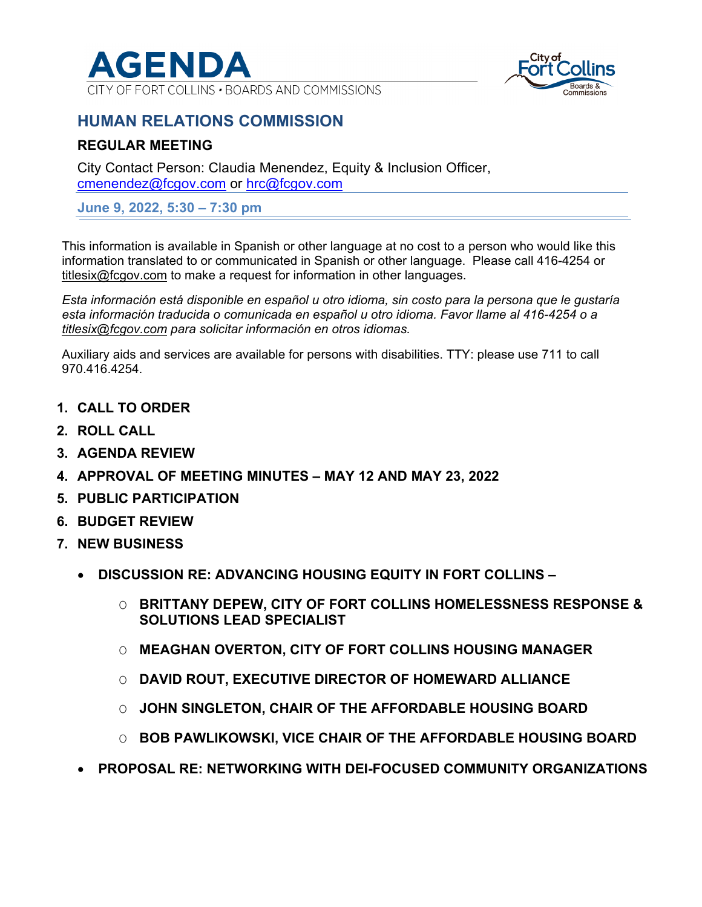# AGENDA

CITY OF FORT COLLINS • BOARDS AND COMMISSIONS

## HUMAN RELATIONS COMMISSION

### REGULAR MEETING

City Contact Person: Claudia Menendez, Equity & Inclusion Officer, cmenendez@fcgov.com or hrc@fcgov.com

**June 9, 2022, 5:30 – 7:30 pm**

This information is available in Spanish or other language at no cost to a person who would like this information translated to or communicated in Spanish or other language. Please call 416-4254 or titlesix@fcgov.com to make a request for information in other languages.

*Esta información está disponible en español u otro idioma, sin costo para la persona que le gustaría esta información traducida o comunicada en español u otro idioma. Favor llame al 416-4254 o a titlesix@fcgov.com para solicitar información en otros idiomas.*

Auxiliary aids and services are available for persons with disabilities. TTY: please use 711 to call 970.416.4254.

1. **CALL TO ORDER**
2. **ROLL CALL**
3. **AGENDA REVIEW**
4. **APPROVAL OF MEETING MINUTES – MAY 12 AND MAY 23, 2022**
5. **PUBLIC PARTICIPATION**
6. **BUDGET REVIEW**
7. **NEW BUSINESS**
   - **DISCUSSION RE: ADVANCING HOUSING EQUITY IN FORT COLLINS –**
     - **BRITTANY DEPEW, CITY OF FORT COLLINS HOMELESSNESS RESPONSE & SOLUTIONS LEAD SPECIALIST**
     - **MEAGHAN OVERTON, CITY OF FORT COLLINS HOUSING MANAGER**
     - **DAVID ROUT, EXECUTIVE DIRECTOR OF HOMEWARD ALLIANCE**
     - **JOHN SINGLETON, CHAIR OF THE AFFORDABLE HOUSING BOARD**
     - **BOB PAWLIKOWSKI, VICE CHAIR OF THE AFFORDABLE HOUSING BOARD**
   - **PROPOSAL RE: NETWORKING WITH DEI-FOCUSED COMMUNITY ORGANIZATIONS**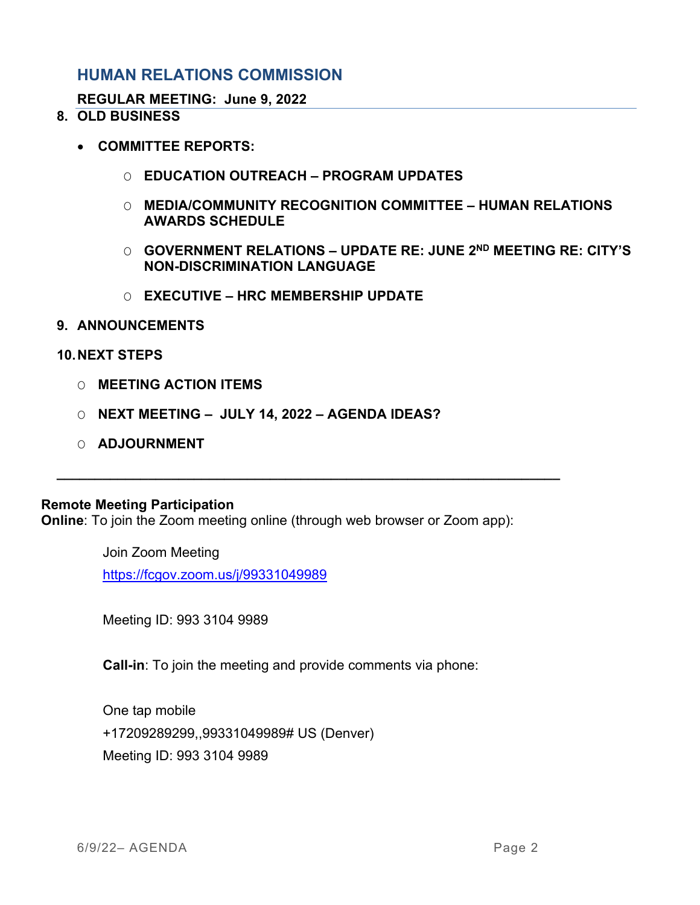## HUMAN RELATIONS COMMISSION

**REGULAR MEETING: June 9, 2022**

8. **OLD BUSINESS**

   - **COMMITTEE REPORTS:**
     - **EDUCATION OUTREACH – PROGRAM UPDATES**
     - **MEDIA/COMMUNITY RECOGNITION COMMITTEE – HUMAN RELATIONS AWARDS SCHEDULE**
     - **GOVERNMENT RELATIONS – UPDATE RE: JUNE 2ND MEETING RE: CITY'S NON-DISCRIMINATION LANGUAGE**
     - **EXECUTIVE – HRC MEMBERSHIP UPDATE**

9. **ANNOUNCEMENTS**

10. **NEXT STEPS**
    - **MEETING ACTION ITEMS**
    - **NEXT MEETING – JULY 14, 2022 – AGENDA IDEAS?**
    - **ADJOURNMENT**

---

**Remote Meeting Participation**

**Online**: To join the Zoom meeting online (through web browser or Zoom app):

Join Zoom Meeting

https://fcgov.zoom.us/j/99331049989

Meeting ID: 993 3104 9989

**Call-in**: To join the meeting and provide comments via phone:

One tap mobile

+17209289299,,99331049989# US (Denver)

Meeting ID: 993 3104 9989